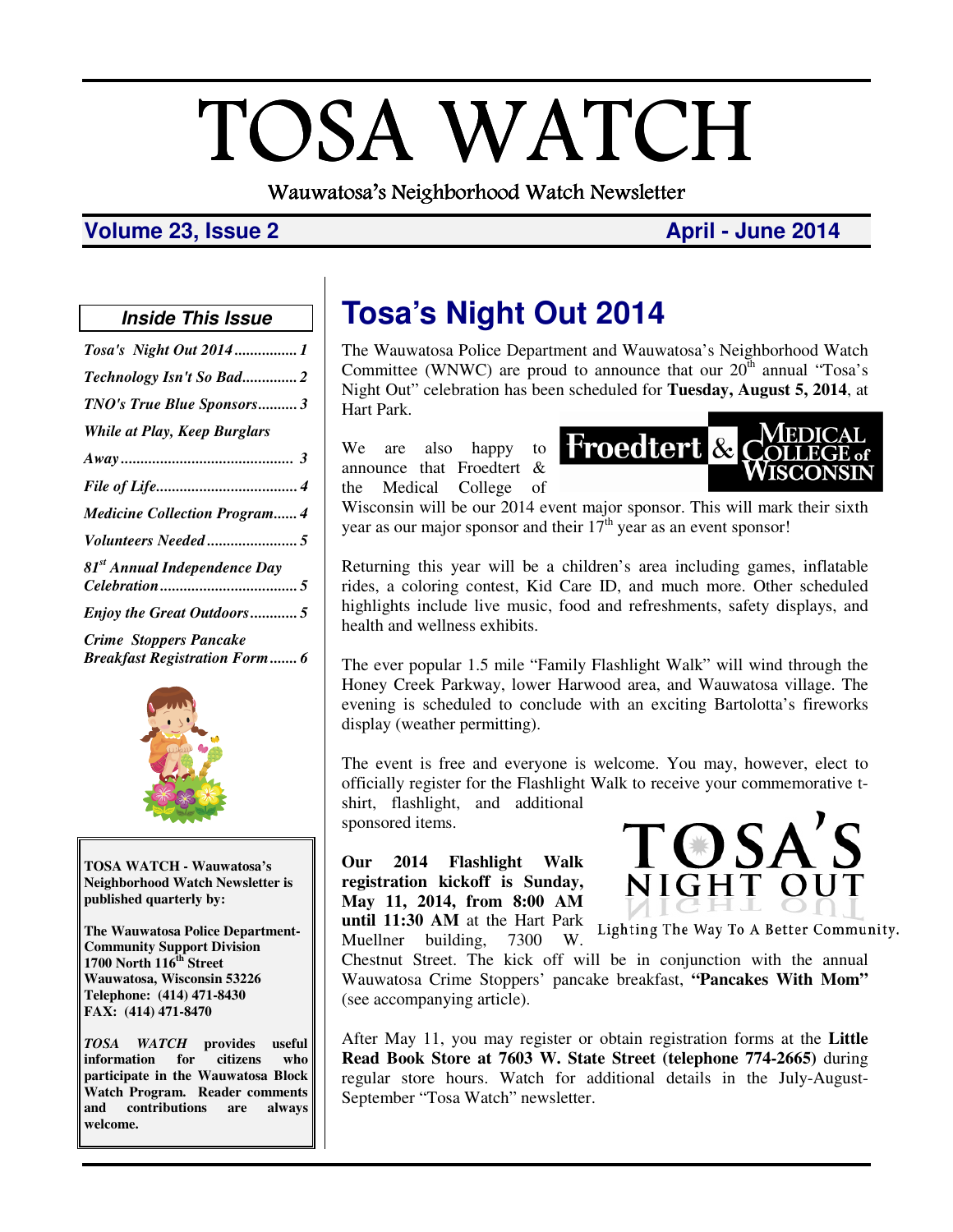# TOSA WATCH

Wauwatosa's Neighborhood Watch Newsletter

**Volume 23, Issue 2** **April - June 2014**

### *Inside This Issue*

*Tosa's Night Out 2014* ................ 1
*Technology Isn't So Bad*.............. 2
*TNO's True Blue Sponsors*.......... 3
*While at Play, Keep Burglars Away* ........................................... 3
*File of Life*.................................... 4
*Medicine Collection Program*...... 4
*Volunteers Needed*....................... 5
*81st Annual Independence Day Celebration*.................................. 5
*Enjoy the Great Outdoors*............ 5
*Crime Stoppers Pancake Breakfast Registration Form*....... 6

**TOSA WATCH - Wauwatosa's Neighborhood Watch Newsletter is published quarterly by:**

**The Wauwatosa Police Department-Community Support Division**
**1700 North 116th Street**
**Wauwatosa, Wisconsin 53226**
**Telephone: (414) 471-8430**
**FAX: (414) 471-8470**

***TOSA WATCH* provides useful information for citizens who participate in the Wauwatosa Block Watch Program. Reader comments and contributions are always welcome.**

# Tosa's Night Out 2014

The Wauwatosa Police Department and Wauwatosa's Neighborhood Watch Committee (WNWC) are proud to announce that our 20th annual "Tosa's Night Out" celebration has been scheduled for **Tuesday, August 5, 2014**, at Hart Park.

We are also happy to announce that Froedtert & the Medical College of Wisconsin will be our 2014 event major sponsor. This will mark their sixth year as our major sponsor and their 17th year as an event sponsor!

Froedtert & Medical College of Wisconsin

Returning this year will be a children's area including games, inflatable rides, a coloring contest, Kid Care ID, and much more. Other scheduled highlights include live music, food and refreshments, safety displays, and health and wellness exhibits.

The ever popular 1.5 mile "Family Flashlight Walk" will wind through the Honey Creek Parkway, lower Harwood area, and Wauwatosa village. The evening is scheduled to conclude with an exciting Bartolotta's fireworks display (weather permitting).

The event is free and everyone is welcome. You may, however, elect to officially register for the Flashlight Walk to receive your commemorative t-shirt, flashlight, and additional sponsored items.

TOSA'S NIGHT OUT
Lighting The Way To A Better Community.

**Our 2014 Flashlight Walk registration kickoff is Sunday, May 11, 2014, from 8:00 AM until 11:30 AM** at the Hart Park Muellner building, 7300 W. Chestnut Street. The kick off will be in conjunction with the annual Wauwatosa Crime Stoppers' pancake breakfast, **"Pancakes With Mom"** (see accompanying article).

After May 11, you may register or obtain registration forms at the **Little Read Book Store at 7603 W. State Street (telephone 774-2665)** during regular store hours. Watch for additional details in the July-August-September "Tosa Watch" newsletter.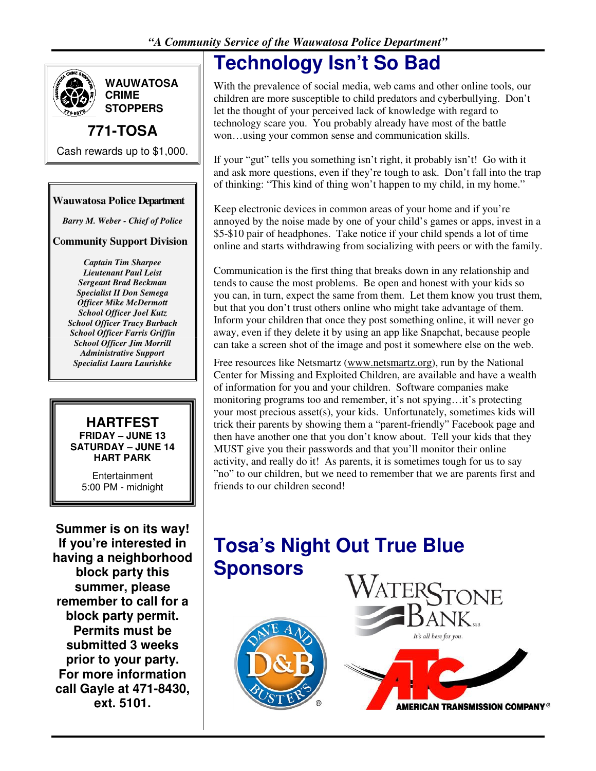**WAUWATOSA CRIME STOPPERS**

**771-TOSA**

Cash rewards up to $1,000.

**Wauwatosa Police Department**

*Barry M. Weber - Chief of Police*

**Community Support Division**

*Captain Tim Sharpee*
*Lieutenant Paul Leist*
*Sergeant Brad Beckman*
*Specialist II Don Semega*
*Officer Mike McDermott*
*School Officer Joel Kutz*
*School Officer Tracy Burbach*
*School Officer Farris Griffin*
*School Officer Jim Morrill*
*Administrative Support Specialist Laura Laurishke*

**HARTFEST**
**FRIDAY – JUNE 13**
**SATURDAY – JUNE 14**
**HART PARK**

Entertainment
5:00 PM - midnight

**Summer is on its way! If you're interested in having a neighborhood block party this summer, please remember to call for a block party permit. Permits must be submitted 3 weeks prior to your party. For more information call Gayle at 471-8430, ext. 5101.**

# Technology Isn't So Bad

With the prevalence of social media, web cams and other online tools, our children are more susceptible to child predators and cyberbullying. Don't let the thought of your perceived lack of knowledge with regard to technology scare you. You probably already have most of the battle won…using your common sense and communication skills.

If your "gut" tells you something isn't right, it probably isn't! Go with it and ask more questions, even if they're tough to ask. Don't fall into the trap of thinking: "This kind of thing won't happen to my child, in my home."

Keep electronic devices in common areas of your home and if you're annoyed by the noise made by one of your child's games or apps, invest in a $5-$10 pair of headphones. Take notice if your child spends a lot of time online and starts withdrawing from socializing with peers or with the family.

Communication is the first thing that breaks down in any relationship and tends to cause the most problems. Be open and honest with your kids so you can, in turn, expect the same from them. Let them know you trust them, but that you don't trust others online who might take advantage of them. Inform your children that once they post something online, it will never go away, even if they delete it by using an app like Snapchat, because people can take a screen shot of the image and post it somewhere else on the web.

Free resources like Netsmartz (www.netsmartz.org), run by the National Center for Missing and Exploited Children, are available and have a wealth of information for you and your children. Software companies make monitoring programs too and remember, it's not spying…it's protecting your most precious asset(s), your kids. Unfortunately, sometimes kids will trick their parents by showing them a "parent-friendly" Facebook page and then have another one that you don't know about. Tell your kids that they MUST give you their passwords and that you'll monitor their online activity, and really do it! As parents, it is sometimes tough for us to say "no" to our children, but we need to remember that we are parents first and friends to our children second!

# Tosa's Night Out True Blue Sponsors

Waterstone Bank — It's all here for you.

Dave and Buster's

ATC — American Transmission Company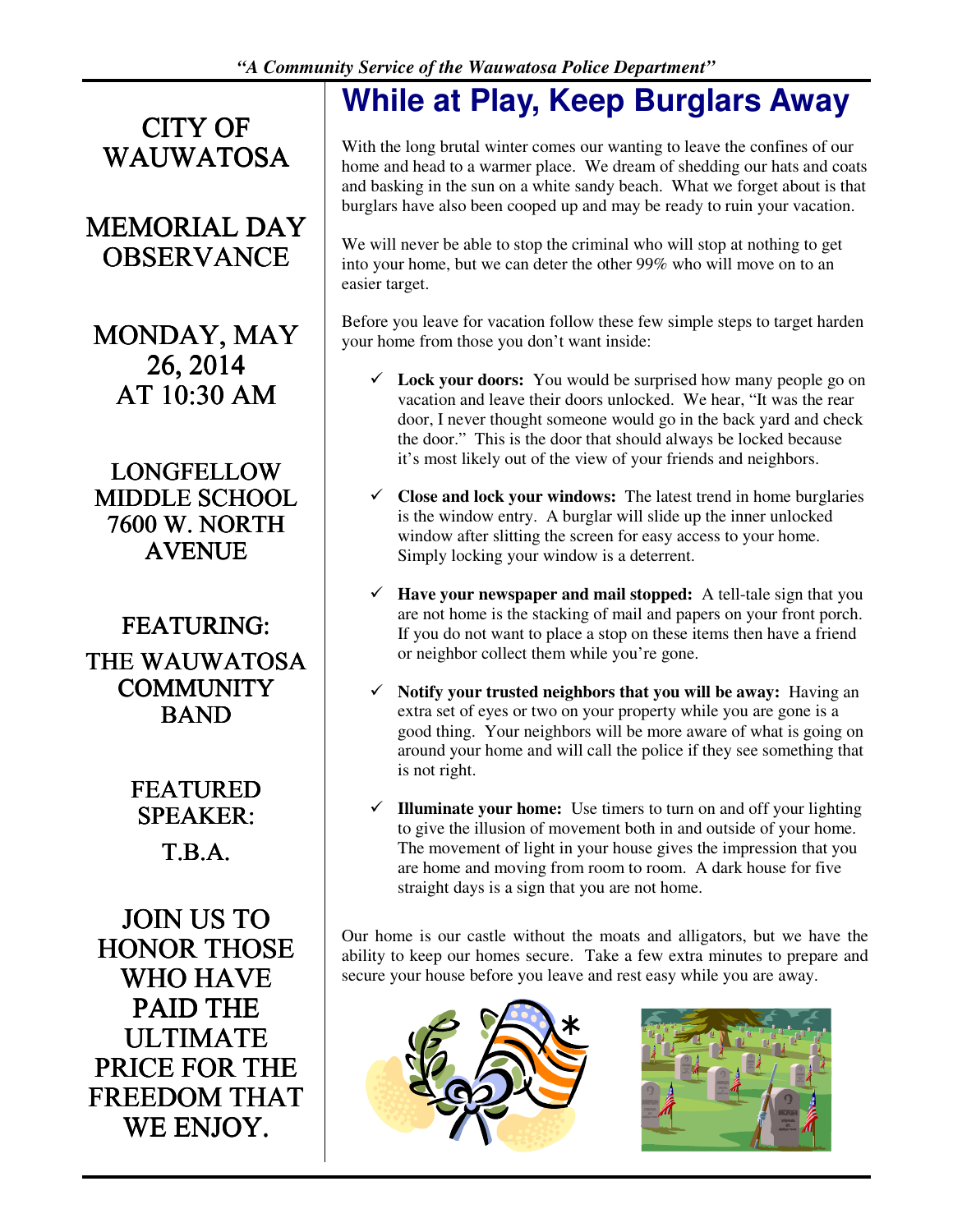*"A Community Service of the Wauwatosa Police Department"*

CITY OF WAUWATOSA

MEMORIAL DAY OBSERVANCE

MONDAY, MAY 26, 2014 AT 10:30 AM

LONGFELLOW MIDDLE SCHOOL 7600 W. NORTH AVENUE

FEATURING:

THE WAUWATOSA COMMUNITY BAND

FEATURED SPEAKER:

T.B.A.

JOIN US TO HONOR THOSE WHO HAVE PAID THE ULTIMATE PRICE FOR THE FREEDOM THAT WE ENJOY.

# While at Play, Keep Burglars Away

With the long brutal winter comes our wanting to leave the confines of our home and head to a warmer place. We dream of shedding our hats and coats and basking in the sun on a white sandy beach. What we forget about is that burglars have also been cooped up and may be ready to ruin your vacation.

We will never be able to stop the criminal who will stop at nothing to get into your home, but we can deter the other 99% who will move on to an easier target.

Before you leave for vacation follow these few simple steps to target harden your home from those you don't want inside:

- ✓ **Lock your doors:** You would be surprised how many people go on vacation and leave their doors unlocked. We hear, "It was the rear door, I never thought someone would go in the back yard and check the door." This is the door that should always be locked because it's most likely out of the view of your friends and neighbors.
- ✓ **Close and lock your windows:** The latest trend in home burglaries is the window entry. A burglar will slide up the inner unlocked window after slitting the screen for easy access to your home. Simply locking your window is a deterrent.
- ✓ **Have your newspaper and mail stopped:** A tell-tale sign that you are not home is the stacking of mail and papers on your front porch. If you do not want to place a stop on these items then have a friend or neighbor collect them while you're gone.
- ✓ **Notify your trusted neighbors that you will be away:** Having an extra set of eyes or two on your property while you are gone is a good thing. Your neighbors will be more aware of what is going on around your home and will call the police if they see something that is not right.
- ✓ **Illuminate your home:** Use timers to turn on and off your lighting to give the illusion of movement both in and outside of your home. The movement of light in your house gives the impression that you are home and moving from room to room. A dark house for five straight days is a sign that you are not home.

Our home is our castle without the moats and alligators, but we have the ability to keep our homes secure. Take a few extra minutes to prepare and secure your house before you leave and rest easy while you are away.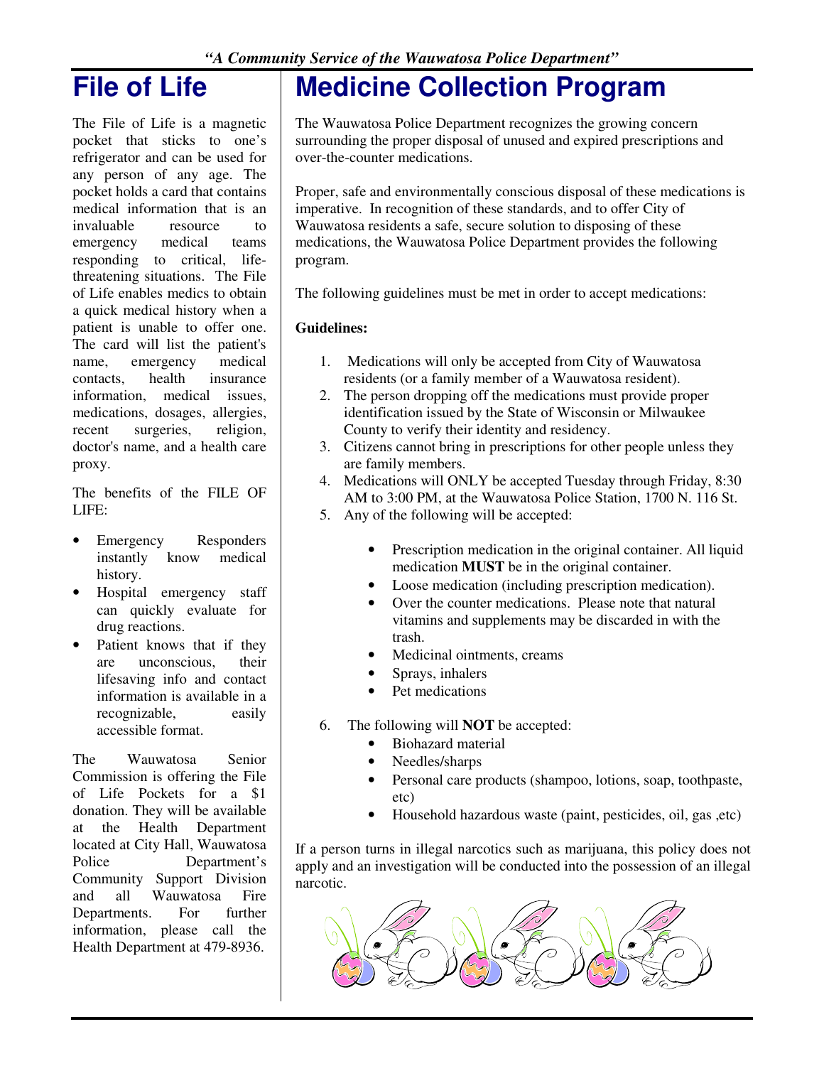*"A Community Service of the Wauwatosa Police Department"*

# File of Life

The File of Life is a magnetic pocket that sticks to one's refrigerator and can be used for any person of any age. The pocket holds a card that contains medical information that is an invaluable resource to emergency medical teams responding to critical, life-threatening situations. The File of Life enables medics to obtain a quick medical history when a patient is unable to offer one. The card will list the patient's name, emergency medical contacts, health insurance information, medical issues, medications, dosages, allergies, recent surgeries, religion, doctor's name, and a health care proxy.

The benefits of the FILE OF LIFE:

- Emergency Responders instantly know medical history.
- Hospital emergency staff can quickly evaluate for drug reactions.
- Patient knows that if they are unconscious, their lifesaving info and contact information is available in a recognizable, easily accessible format.

The Wauwatosa Senior Commission is offering the File of Life Pockets for a $1 donation. They will be available at the Health Department located at City Hall, Wauwatosa Police Department's Community Support Division and all Wauwatosa Fire Departments. For further information, please call the Health Department at 479-8936.

# Medicine Collection Program

The Wauwatosa Police Department recognizes the growing concern surrounding the proper disposal of unused and expired prescriptions and over-the-counter medications.

Proper, safe and environmentally conscious disposal of these medications is imperative. In recognition of these standards, and to offer City of Wauwatosa residents a safe, secure solution to disposing of these medications, the Wauwatosa Police Department provides the following program.

The following guidelines must be met in order to accept medications:

**Guidelines:**

1. Medications will only be accepted from City of Wauwatosa residents (or a family member of a Wauwatosa resident).
2. The person dropping off the medications must provide proper identification issued by the State of Wisconsin or Milwaukee County to verify their identity and residency.
3. Citizens cannot bring in prescriptions for other people unless they are family members.
4. Medications will ONLY be accepted Tuesday through Friday, 8:30 AM to 3:00 PM, at the Wauwatosa Police Station, 1700 N. 116 St.
5. Any of the following will be accepted:
   - Prescription medication in the original container. All liquid medication **MUST** be in the original container.
   - Loose medication (including prescription medication).
   - Over the counter medications. Please note that natural vitamins and supplements may be discarded in with the trash.
   - Medicinal ointments, creams
   - Sprays, inhalers
   - Pet medications
6. The following will **NOT** be accepted:
   - Biohazard material
   - Needles/sharps
   - Personal care products (shampoo, lotions, soap, toothpaste, etc)
   - Household hazardous waste (paint, pesticides, oil, gas ,etc)

If a person turns in illegal narcotics such as marijuana, this policy does not apply and an investigation will be conducted into the possession of an illegal narcotic.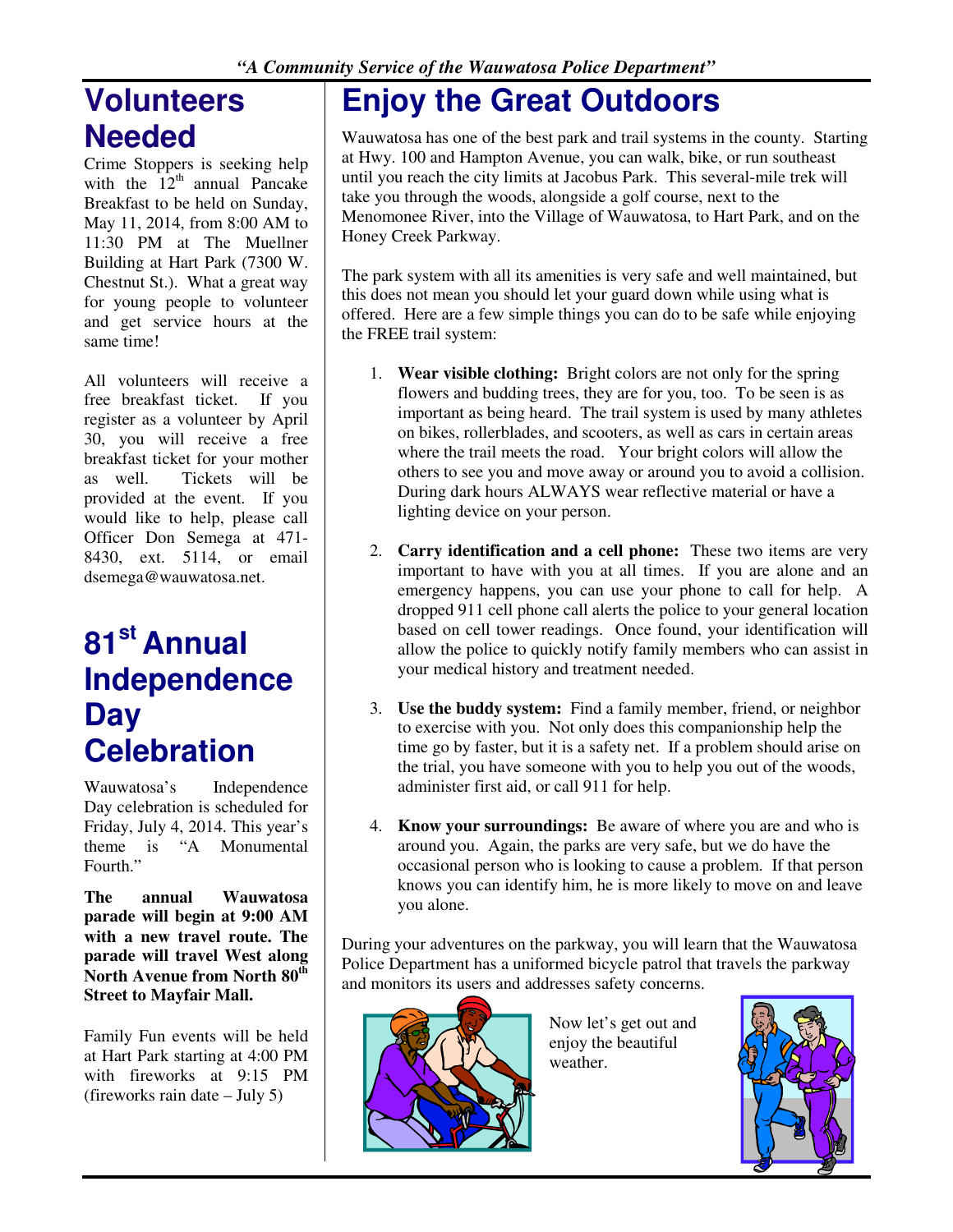*"A Community Service of the Wauwatosa Police Department"*

# Volunteers Needed

Crime Stoppers is seeking help with the 12th annual Pancake Breakfast to be held on Sunday, May 11, 2014, from 8:00 AM to 11:30 PM at The Muellner Building at Hart Park (7300 W. Chestnut St.). What a great way for young people to volunteer and get service hours at the same time!

All volunteers will receive a free breakfast ticket. If you register as a volunteer by April 30, you will receive a free breakfast ticket for your mother as well. Tickets will be provided at the event. If you would like to help, please call Officer Don Semega at 471-8430, ext. 5114, or email dsemega@wauwatosa.net.

# 81st Annual Independence Day Celebration

Wauwatosa's Independence Day celebration is scheduled for Friday, July 4, 2014. This year's theme is "A Monumental Fourth."

**The annual Wauwatosa parade will begin at 9:00 AM with a new travel route. The parade will travel West along North Avenue from North 80th Street to Mayfair Mall.**

Family Fun events will be held at Hart Park starting at 4:00 PM with fireworks at 9:15 PM (fireworks rain date – July 5)

# Enjoy the Great Outdoors

Wauwatosa has one of the best park and trail systems in the county. Starting at Hwy. 100 and Hampton Avenue, you can walk, bike, or run southeast until you reach the city limits at Jacobus Park. This several-mile trek will take you through the woods, alongside a golf course, next to the Menomonee River, into the Village of Wauwatosa, to Hart Park, and on the Honey Creek Parkway.

The park system with all its amenities is very safe and well maintained, but this does not mean you should let your guard down while using what is offered. Here are a few simple things you can do to be safe while enjoying the FREE trail system:

1. **Wear visible clothing:** Bright colors are not only for the spring flowers and budding trees, they are for you, too. To be seen is as important as being heard. The trail system is used by many athletes on bikes, rollerblades, and scooters, as well as cars in certain areas where the trail meets the road. Your bright colors will allow the others to see you and move away or around you to avoid a collision. During dark hours ALWAYS wear reflective material or have a lighting device on your person.

2. **Carry identification and a cell phone:** These two items are very important to have with you at all times. If you are alone and an emergency happens, you can use your phone to call for help. A dropped 911 cell phone call alerts the police to your general location based on cell tower readings. Once found, your identification will allow the police to quickly notify family members who can assist in your medical history and treatment needed.

3. **Use the buddy system:** Find a family member, friend, or neighbor to exercise with you. Not only does this companionship help the time go by faster, but it is a safety net. If a problem should arise on the trial, you have someone with you to help you out of the woods, administer first aid, or call 911 for help.

4. **Know your surroundings:** Be aware of where you are and who is around you. Again, the parks are very safe, but we do have the occasional person who is looking to cause a problem. If that person knows you can identify him, he is more likely to move on and leave you alone.

During your adventures on the parkway, you will learn that the Wauwatosa Police Department has a uniformed bicycle patrol that travels the parkway and monitors its users and addresses safety concerns.

Now let's get out and enjoy the beautiful weather.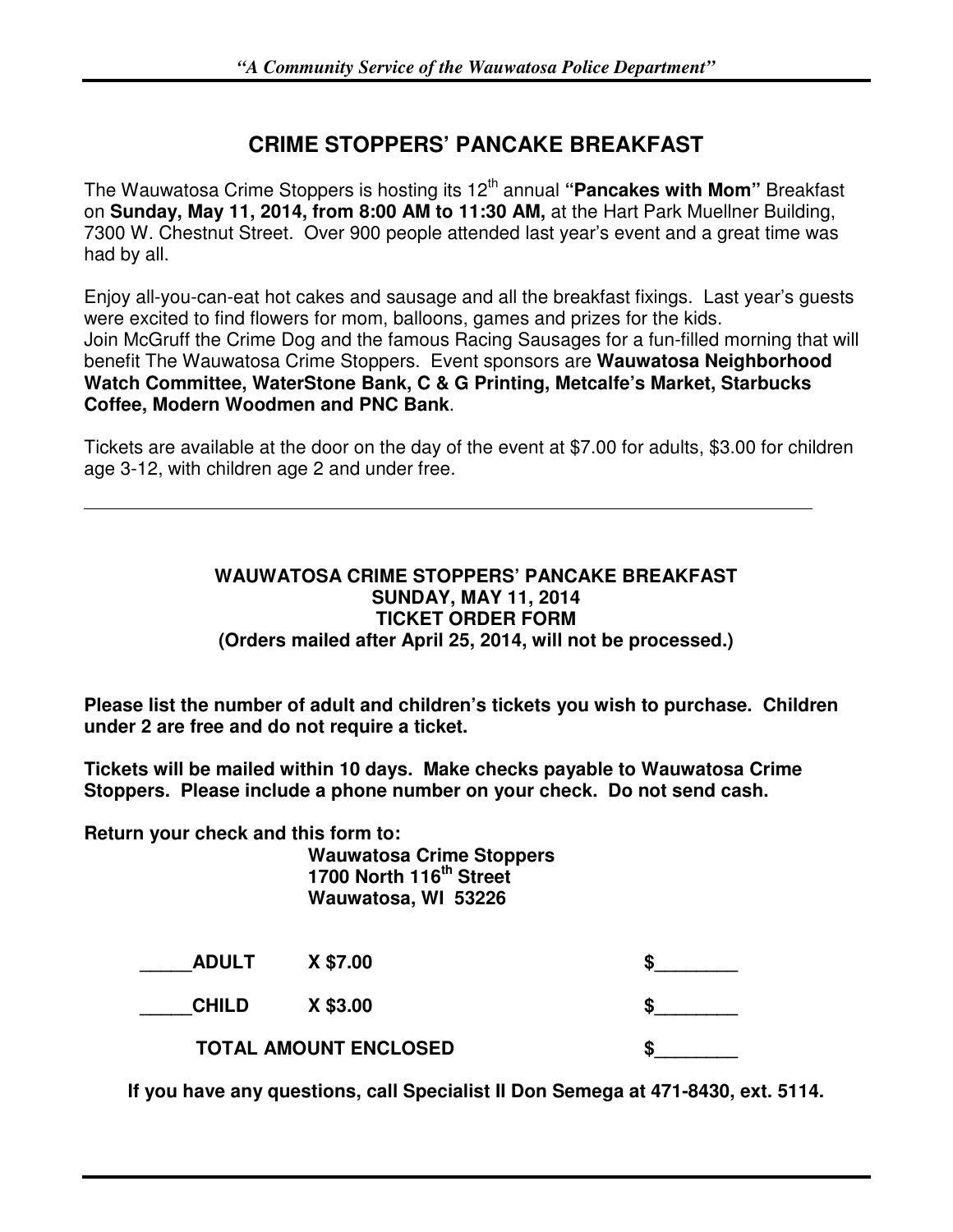## CRIME STOPPERS' PANCAKE BREAKFAST

The Wauwatosa Crime Stoppers is hosting its 12th annual **"Pancakes with Mom"** Breakfast on **Sunday, May 11, 2014, from 8:00 AM to 11:30 AM,** at the Hart Park Muellner Building, 7300 W. Chestnut Street. Over 900 people attended last year's event and a great time was had by all.

Enjoy all-you-can-eat hot cakes and sausage and all the breakfast fixings. Last year's guests were excited to find flowers for mom, balloons, games and prizes for the kids. Join McGruff the Crime Dog and the famous Racing Sausages for a fun-filled morning that will benefit The Wauwatosa Crime Stoppers. Event sponsors are **Wauwatosa Neighborhood Watch Committee, WaterStone Bank, C & G Printing, Metcalfe's Market, Starbucks Coffee, Modern Woodmen and PNC Bank**.

Tickets are available at the door on the day of the event at $7.00 for adults, $3.00 for children age 3-12, with children age 2 and under free.

---

**WAUWATOSA CRIME STOPPERS' PANCAKE BREAKFAST**
**SUNDAY, MAY 11, 2014**
**TICKET ORDER FORM**
**(Orders mailed after April 25, 2014, will not be processed.)**

**Please list the number of adult and children's tickets you wish to purchase. Children under 2 are free and do not require a ticket.**

**Tickets will be mailed within 10 days. Make checks payable to Wauwatosa Crime Stoppers. Please include a phone number on your check. Do not send cash.**

**Return your check and this form to:**

**Wauwatosa Crime Stoppers**
**1700 North 116th Street**
**Wauwatosa, WI 53226**

**_____ADULT X $7.00 $________**

**_____CHILD X $3.00 $________**

**TOTAL AMOUNT ENCLOSED $________**

**If you have any questions, call Specialist II Don Semega at 471-8430, ext. 5114.**